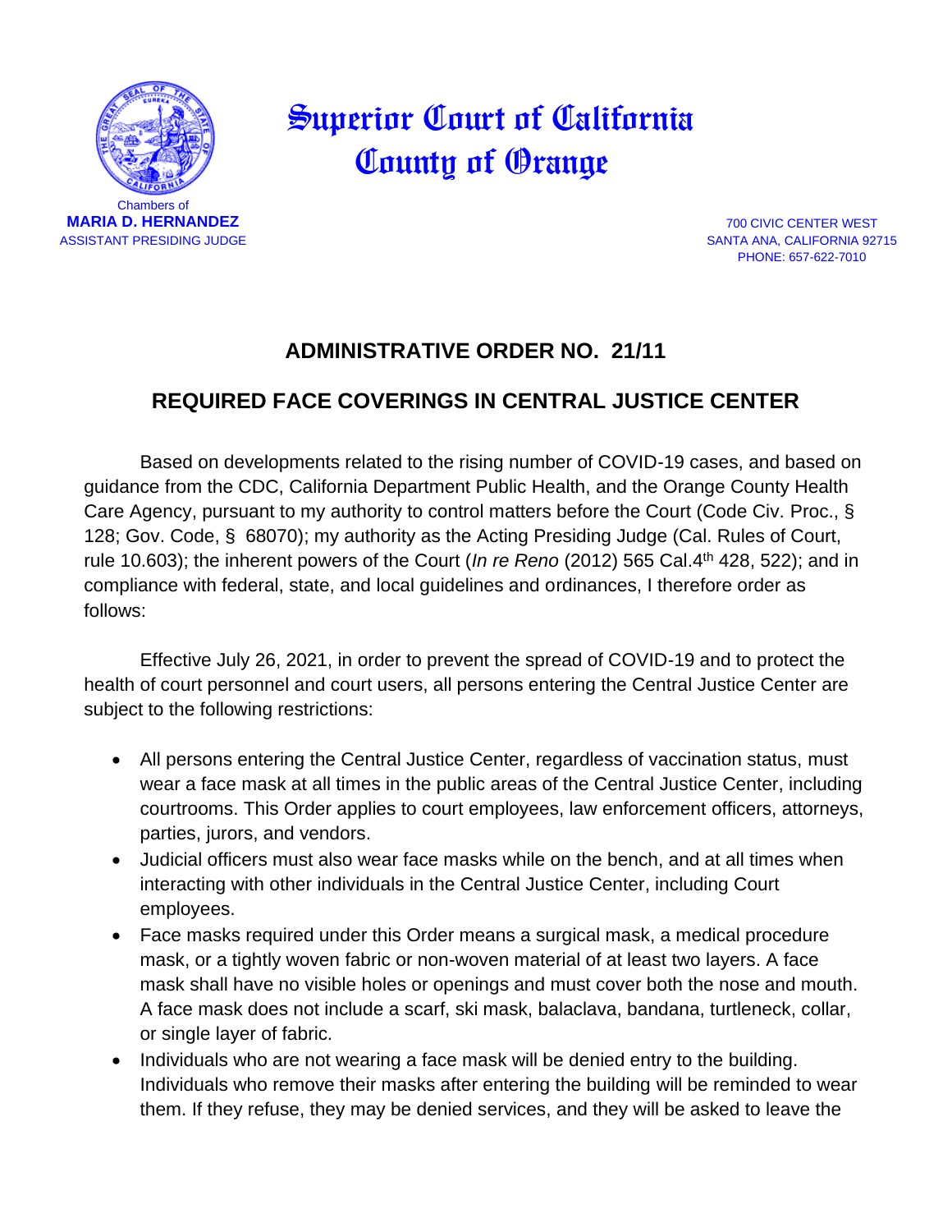# Superior Court of California County of Orange

Chambers of
**MARIA D. HERNANDEZ**
ASSISTANT PRESIDING JUDGE

700 CIVIC CENTER WEST
SANTA ANA, CALIFORNIA 92715
PHONE: 657-622-7010

## ADMINISTRATIVE ORDER NO. 21/11

## REQUIRED FACE COVERINGS IN CENTRAL JUSTICE CENTER

Based on developments related to the rising number of COVID-19 cases, and based on guidance from the CDC, California Department Public Health, and the Orange County Health Care Agency, pursuant to my authority to control matters before the Court (Code Civ. Proc., § 128; Gov. Code, § 68070); my authority as the Acting Presiding Judge (Cal. Rules of Court, rule 10.603); the inherent powers of the Court (*In re Reno* (2012) 565 Cal.4th 428, 522); and in compliance with federal, state, and local guidelines and ordinances, I therefore order as follows:

Effective July 26, 2021, in order to prevent the spread of COVID-19 and to protect the health of court personnel and court users, all persons entering the Central Justice Center are subject to the following restrictions:

- All persons entering the Central Justice Center, regardless of vaccination status, must wear a face mask at all times in the public areas of the Central Justice Center, including courtrooms. This Order applies to court employees, law enforcement officers, attorneys, parties, jurors, and vendors.
- Judicial officers must also wear face masks while on the bench, and at all times when interacting with other individuals in the Central Justice Center, including Court employees.
- Face masks required under this Order means a surgical mask, a medical procedure mask, or a tightly woven fabric or non-woven material of at least two layers. A face mask shall have no visible holes or openings and must cover both the nose and mouth. A face mask does not include a scarf, ski mask, balaclava, bandana, turtleneck, collar, or single layer of fabric.
- Individuals who are not wearing a face mask will be denied entry to the building. Individuals who remove their masks after entering the building will be reminded to wear them. If they refuse, they may be denied services, and they will be asked to leave the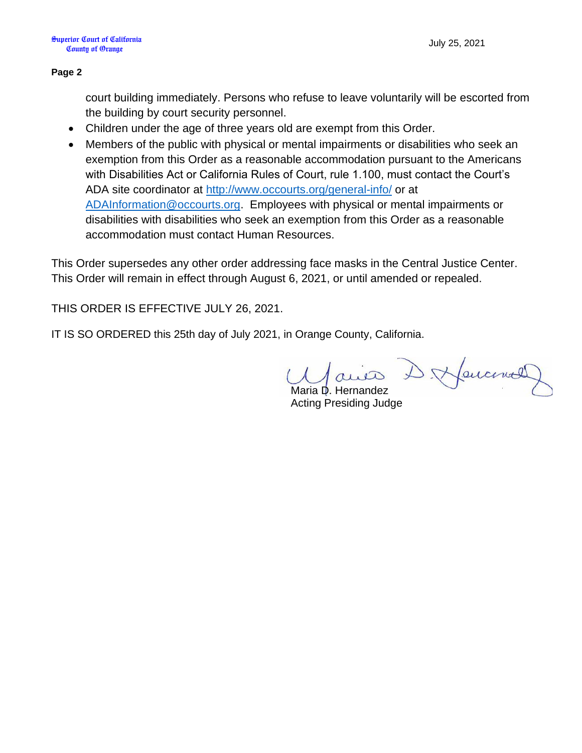court building immediately. Persons who refuse to leave voluntarily will be escorted from the building by court security personnel.

- Children under the age of three years old are exempt from this Order.
- Members of the public with physical or mental impairments or disabilities who seek an exemption from this Order as a reasonable accommodation pursuant to the Americans with Disabilities Act or California Rules of Court, rule 1.100, must contact the Court's ADA site coordinator at http://www.occourts.org/general-info/ or at ADAInformation@occourts.org. Employees with physical or mental impairments or disabilities with disabilities who seek an exemption from this Order as a reasonable accommodation must contact Human Resources.

This Order supersedes any other order addressing face masks in the Central Justice Center. This Order will remain in effect through August 6, 2021, or until amended or repealed.

THIS ORDER IS EFFECTIVE JULY 26, 2021.

IT IS SO ORDERED this 25th day of July 2021, in Orange County, California.

Maria D. Hernandez
Acting Presiding Judge